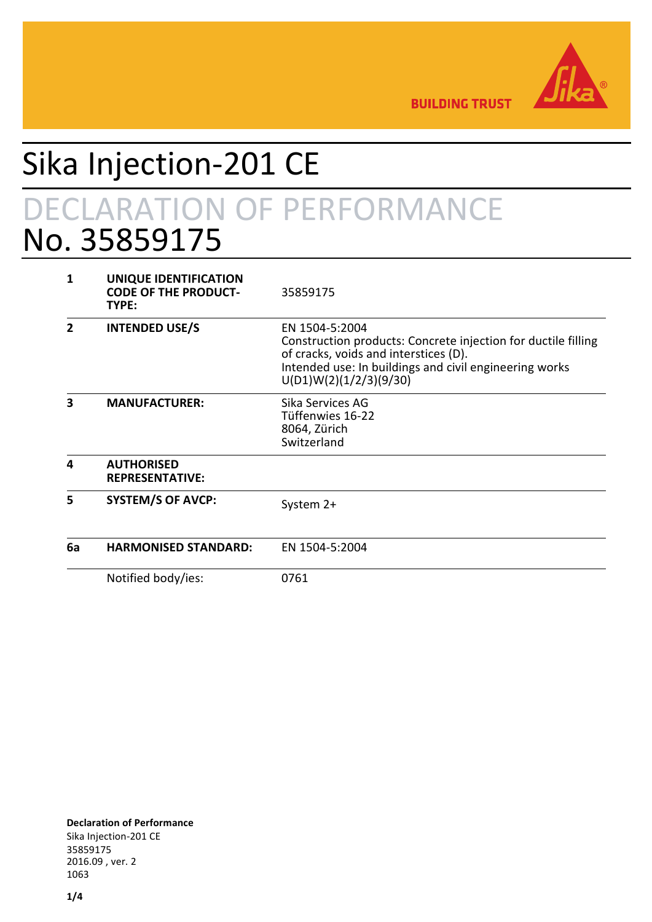BUILDING TRUST

# Sika Injection-201 CE

## DECLARATION OF PERFORMANCE
## No. 35859175

| | | |
|---|---|---|
| **1** | **UNIQUE IDENTIFICATION CODE OF THE PRODUCT-TYPE:** | 35859175 |
| **2** | **INTENDED USE/S** | EN 1504-5:2004<br>Construction products: Concrete injection for ductile filling of cracks, voids and interstices (D).<br>Intended use: In buildings and civil engineering works U(D1)W(2)(1/2/3)(9/30) |
| **3** | **MANUFACTURER:** | Sika Services AG<br>Tüffenwies 16-22<br>8064, Zürich<br>Switzerland |
| **4** | **AUTHORISED REPRESENTATIVE:** | |
| **5** | **SYSTEM/S OF AVCP:** | System 2+ |
| **6a** | **HARMONISED STANDARD:** | EN 1504-5:2004 |
| | Notified body/ies: | 0761 |

**Declaration of Performance**
Sika Injection-201 CE
35859175
2016.09 , ver. 2
1063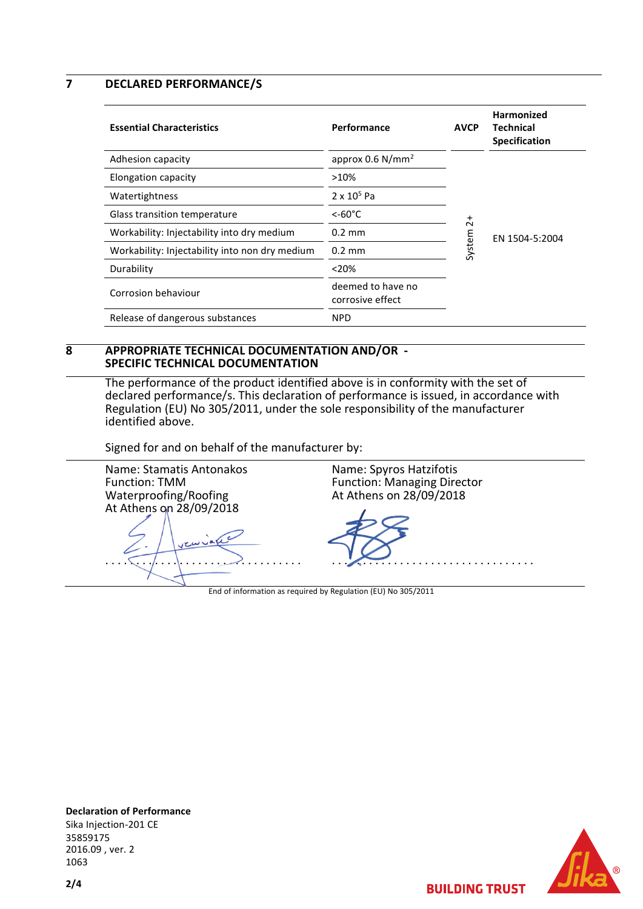## 7 DECLARED PERFORMANCE/S

| Essential Characteristics | Performance | AVCP | Harmonized Technical Specification |
|---|---|---|---|
| Adhesion capacity | approx 0.6 $N/mm^2$ | System 2+ | EN 1504-5:2004 |
| Elongation capacity | >10% | | |
| Watertightness | $2 \times 10^5$ Pa | | |
| Glass transition temperature | <-60°C | | |
| Workability: Injectability into dry medium | 0.2 mm | | |
| Workability: Injectability into non dry medium | 0.2 mm | | |
| Durability | <20% | | |
| Corrosion behaviour | deemed to have no corrosive effect | | |
| Release of dangerous substances | NPD | | |

## 8 APPROPRIATE TECHNICAL DOCUMENTATION AND/OR - SPECIFIC TECHNICAL DOCUMENTATION

The performance of the product identified above is in conformity with the set of declared performance/s. This declaration of performance is issued, in accordance with Regulation (EU) No 305/2011, under the sole responsibility of the manufacturer identified above.

Signed for and on behalf of the manufacturer by:

Name: Stamatis Antonakos
Function: TMM Waterproofing/Roofing
At Athens on 28/09/2018

. . . . . . . . . . . . . . . . . . . . . . . . . . . . . . . . . .

Name: Spyros Hatzifotis
Function: Managing Director
At Athens on 28/09/2018

. . . . . . . . . . . . . . . . . . . . . . . . . . . . . . . . . .

End of information as required by Regulation (EU) No 305/2011

**Declaration of Performance**
Sika Injection-201 CE
35859175
2016.09 , ver. 2
1063

BUILDING TRUST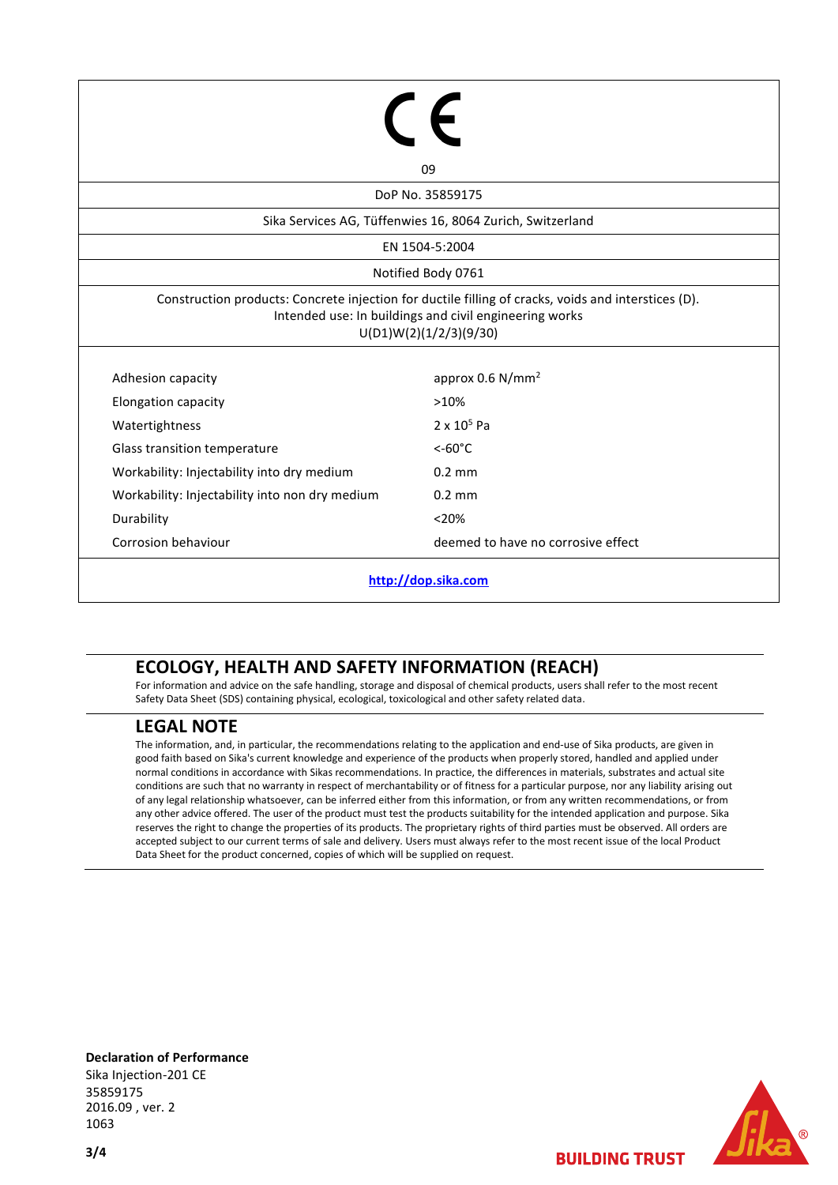CE

09

DoP No. 35859175

Sika Services AG, Tüffenwies 16, 8064 Zurich, Switzerland

EN 1504-5:2004

Notified Body 0761

Construction products: Concrete injection for ductile filling of cracks, voids and interstices (D).
Intended use: In buildings and civil engineering works
U(D1)W(2)(1/2/3)(9/30)

| | |
|---|---|
| Adhesion capacity | approx 0.6 N/mm$^2$ |
| Elongation capacity | >10% |
| Watertightness | 2 x $10^5$ Pa |
| Glass transition temperature | <-60°C |
| Workability: Injectability into dry medium | 0.2 mm |
| Workability: Injectability into non dry medium | 0.2 mm |
| Durability | <20% |
| Corrosion behaviour | deemed to have no corrosive effect |

**http://dop.sika.com**

## ECOLOGY, HEALTH AND SAFETY INFORMATION (REACH)

For information and advice on the safe handling, storage and disposal of chemical products, users shall refer to the most recent Safety Data Sheet (SDS) containing physical, ecological, toxicological and other safety related data.

## LEGAL NOTE

The information, and, in particular, the recommendations relating to the application and end-use of Sika products, are given in good faith based on Sika's current knowledge and experience of the products when properly stored, handled and applied under normal conditions in accordance with Sikas recommendations. In practice, the differences in materials, substrates and actual site conditions are such that no warranty in respect of merchantability or of fitness for a particular purpose, nor any liability arising out of any legal relationship whatsoever, can be inferred either from this information, or from any written recommendations, or from any other advice offered. The user of the product must test the products suitability for the intended application and purpose. Sika reserves the right to change the properties of its products. The proprietary rights of third parties must be observed. All orders are accepted subject to our current terms of sale and delivery. Users must always refer to the most recent issue of the local Product Data Sheet for the product concerned, copies of which will be supplied on request.

**Declaration of Performance**
Sika Injection-201 CE
35859175
2016.09 , ver. 2
1063

BUILDING TRUST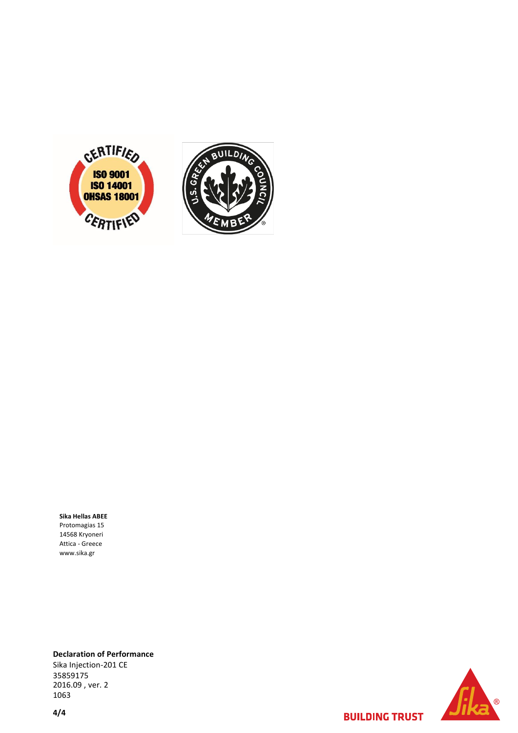**Sika Hellas ABEE**
Protomagias 15
14568 Kryoneri
Attica - Greece
www.sika.gr

**Declaration of Performance**
Sika Injection-201 CE
35859175
2016.09 , ver. 2
1063

BUILDING TRUST